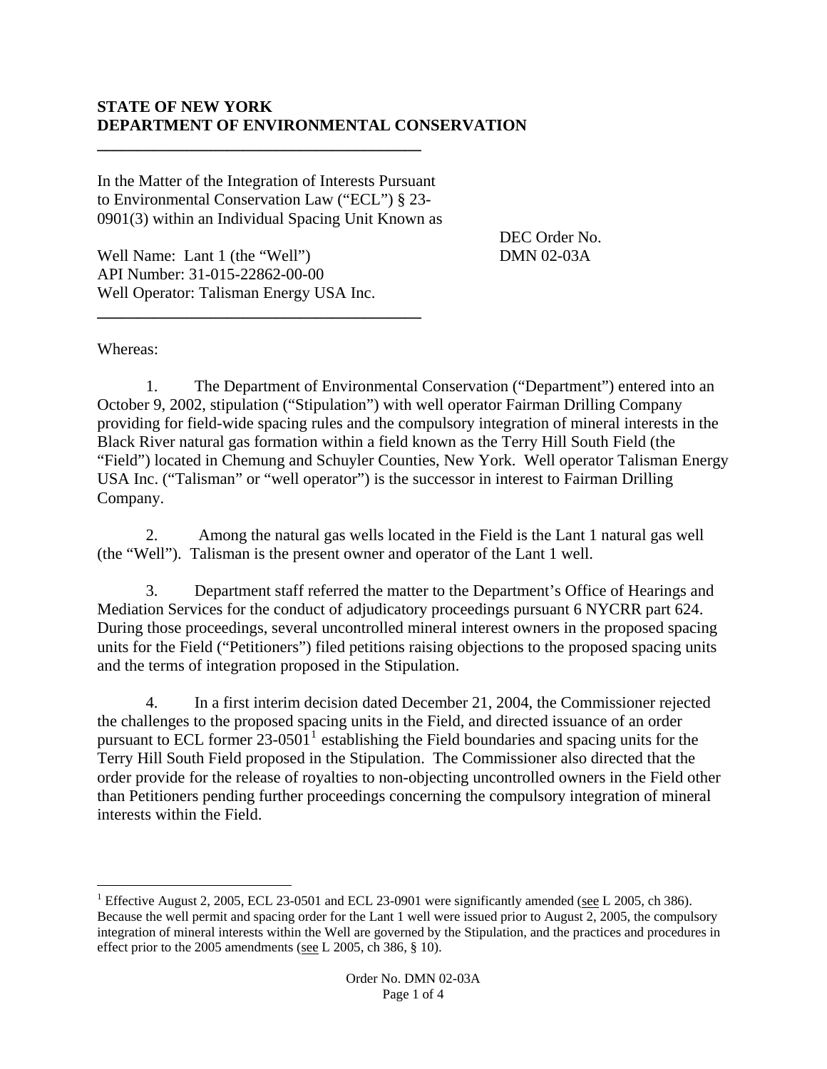**STATE OF NEW YORK**
**DEPARTMENT OF ENVIRONMENTAL CONSERVATION**

---

In the Matter of the Integration of Interests Pursuant to Environmental Conservation Law ("ECL") § 23-0901(3) within an Individual Spacing Unit Known as

Well Name: Lant 1 (the "Well")
API Number: 31-015-22862-00-00
Well Operator: Talisman Energy USA Inc.

DEC Order No. DMN 02-03A

---

Whereas:

1. The Department of Environmental Conservation ("Department") entered into an October 9, 2002, stipulation ("Stipulation") with well operator Fairman Drilling Company providing for field-wide spacing rules and the compulsory integration of mineral interests in the Black River natural gas formation within a field known as the Terry Hill South Field (the "Field") located in Chemung and Schuyler Counties, New York. Well operator Talisman Energy USA Inc. ("Talisman" or "well operator") is the successor in interest to Fairman Drilling Company.

2. Among the natural gas wells located in the Field is the Lant 1 natural gas well (the "Well"). Talisman is the present owner and operator of the Lant 1 well.

3. Department staff referred the matter to the Department's Office of Hearings and Mediation Services for the conduct of adjudicatory proceedings pursuant 6 NYCRR part 624. During those proceedings, several uncontrolled mineral interest owners in the proposed spacing units for the Field ("Petitioners") filed petitions raising objections to the proposed spacing units and the terms of integration proposed in the Stipulation.

4. In a first interim decision dated December 21, 2004, the Commissioner rejected the challenges to the proposed spacing units in the Field, and directed issuance of an order pursuant to ECL former 23-0501[1] establishing the Field boundaries and spacing units for the Terry Hill South Field proposed in the Stipulation. The Commissioner also directed that the order provide for the release of royalties to non-objecting uncontrolled owners in the Field other than Petitioners pending further proceedings concerning the compulsory integration of mineral interests within the Field.

---

[1] Effective August 2, 2005, ECL 23-0501 and ECL 23-0901 were significantly amended (see L 2005, ch 386). Because the well permit and spacing order for the Lant 1 well were issued prior to August 2, 2005, the compulsory integration of mineral interests within the Well are governed by the Stipulation, and the practices and procedures in effect prior to the 2005 amendments (see L 2005, ch 386, § 10).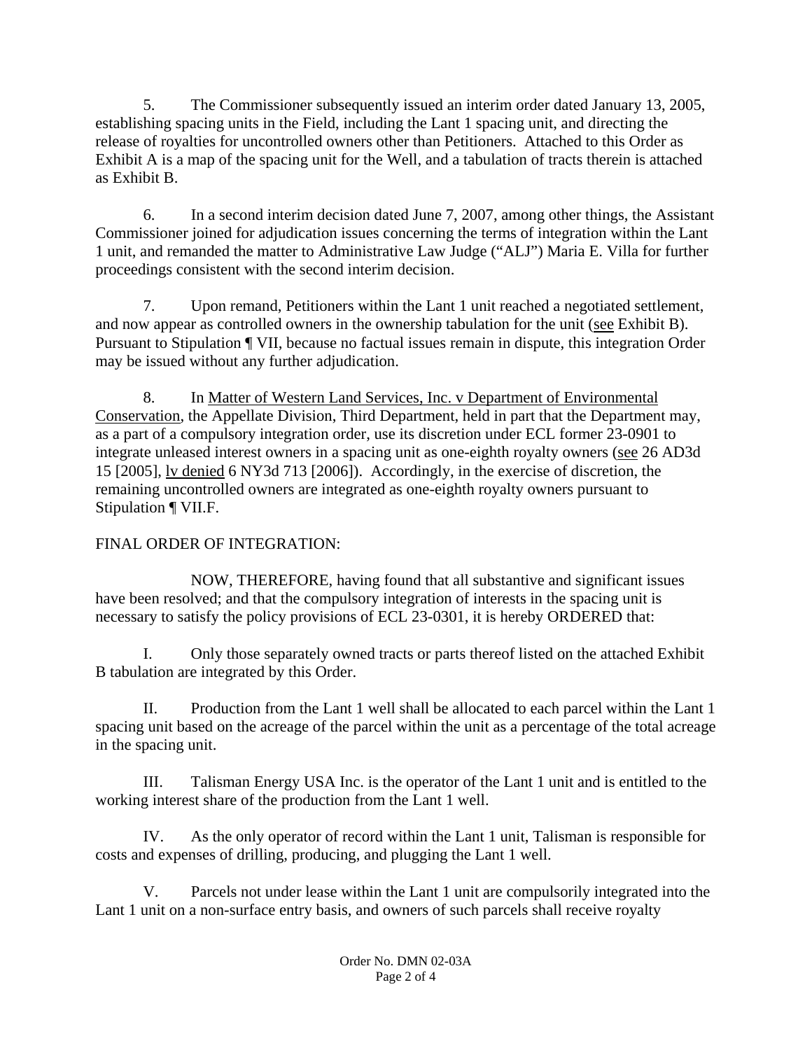5. The Commissioner subsequently issued an interim order dated January 13, 2005, establishing spacing units in the Field, including the Lant 1 spacing unit, and directing the release of royalties for uncontrolled owners other than Petitioners. Attached to this Order as Exhibit A is a map of the spacing unit for the Well, and a tabulation of tracts therein is attached as Exhibit B.

6. In a second interim decision dated June 7, 2007, among other things, the Assistant Commissioner joined for adjudication issues concerning the terms of integration within the Lant 1 unit, and remanded the matter to Administrative Law Judge ("ALJ") Maria E. Villa for further proceedings consistent with the second interim decision.

7. Upon remand, Petitioners within the Lant 1 unit reached a negotiated settlement, and now appear as controlled owners in the ownership tabulation for the unit (see Exhibit B). Pursuant to Stipulation ¶ VII, because no factual issues remain in dispute, this integration Order may be issued without any further adjudication.

8. In Matter of Western Land Services, Inc. v Department of Environmental Conservation, the Appellate Division, Third Department, held in part that the Department may, as a part of a compulsory integration order, use its discretion under ECL former 23-0901 to integrate unleased interest owners in a spacing unit as one-eighth royalty owners (see 26 AD3d 15 [2005], lv denied 6 NY3d 713 [2006]). Accordingly, in the exercise of discretion, the remaining uncontrolled owners are integrated as one-eighth royalty owners pursuant to Stipulation ¶ VII.F.

FINAL ORDER OF INTEGRATION:

NOW, THEREFORE, having found that all substantive and significant issues have been resolved; and that the compulsory integration of interests in the spacing unit is necessary to satisfy the policy provisions of ECL 23-0301, it is hereby ORDERED that:

I. Only those separately owned tracts or parts thereof listed on the attached Exhibit B tabulation are integrated by this Order.

II. Production from the Lant 1 well shall be allocated to each parcel within the Lant 1 spacing unit based on the acreage of the parcel within the unit as a percentage of the total acreage in the spacing unit.

III. Talisman Energy USA Inc. is the operator of the Lant 1 unit and is entitled to the working interest share of the production from the Lant 1 well.

IV. As the only operator of record within the Lant 1 unit, Talisman is responsible for costs and expenses of drilling, producing, and plugging the Lant 1 well.

V. Parcels not under lease within the Lant 1 unit are compulsorily integrated into the Lant 1 unit on a non-surface entry basis, and owners of such parcels shall receive royalty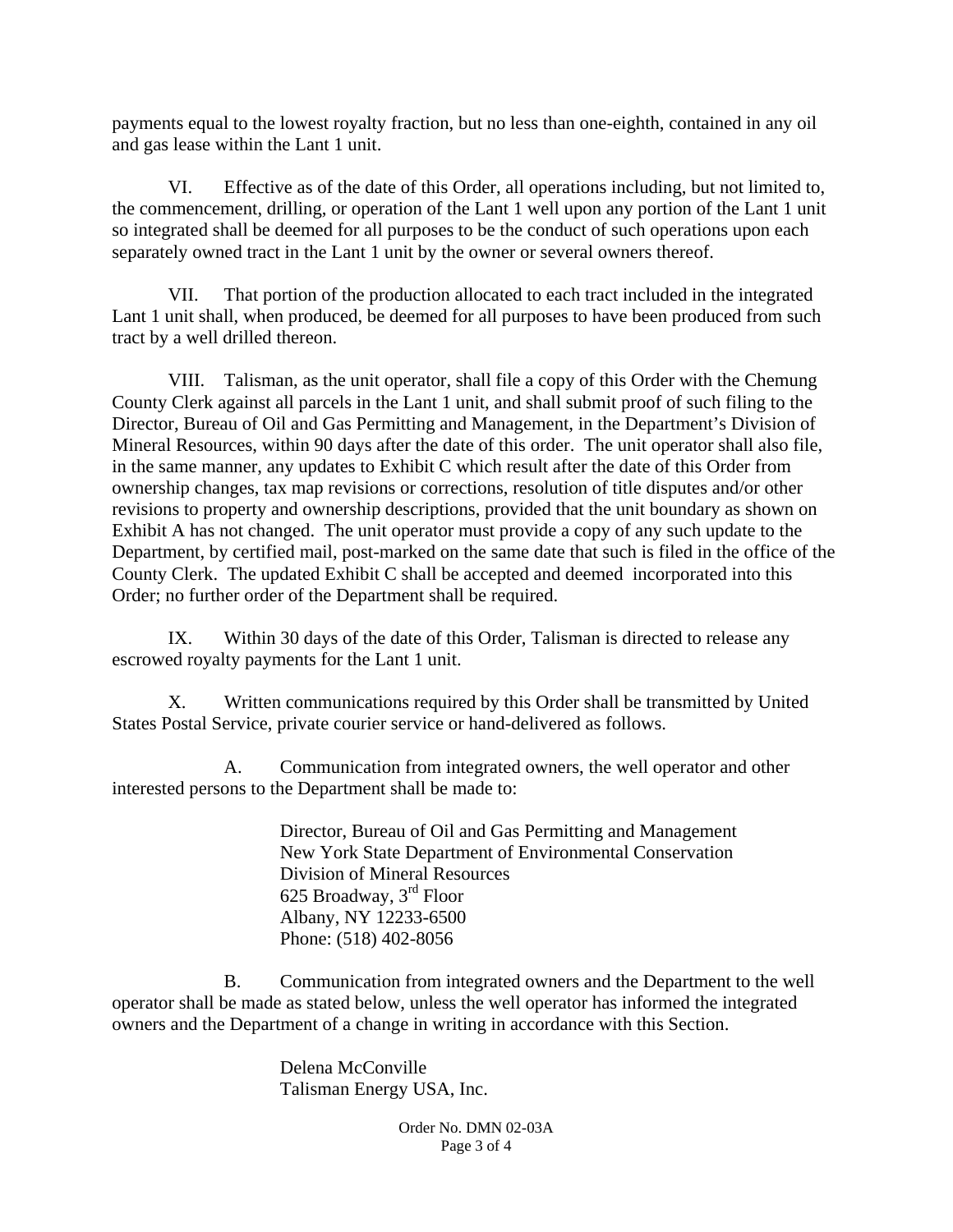payments equal to the lowest royalty fraction, but no less than one-eighth, contained in any oil and gas lease within the Lant 1 unit.

VI. Effective as of the date of this Order, all operations including, but not limited to, the commencement, drilling, or operation of the Lant 1 well upon any portion of the Lant 1 unit so integrated shall be deemed for all purposes to be the conduct of such operations upon each separately owned tract in the Lant 1 unit by the owner or several owners thereof.

VII. That portion of the production allocated to each tract included in the integrated Lant 1 unit shall, when produced, be deemed for all purposes to have been produced from such tract by a well drilled thereon.

VIII. Talisman, as the unit operator, shall file a copy of this Order with the Chemung County Clerk against all parcels in the Lant 1 unit, and shall submit proof of such filing to the Director, Bureau of Oil and Gas Permitting and Management, in the Department's Division of Mineral Resources, within 90 days after the date of this order. The unit operator shall also file, in the same manner, any updates to Exhibit C which result after the date of this Order from ownership changes, tax map revisions or corrections, resolution of title disputes and/or other revisions to property and ownership descriptions, provided that the unit boundary as shown on Exhibit A has not changed. The unit operator must provide a copy of any such update to the Department, by certified mail, post-marked on the same date that such is filed in the office of the County Clerk. The updated Exhibit C shall be accepted and deemed incorporated into this Order; no further order of the Department shall be required.

IX. Within 30 days of the date of this Order, Talisman is directed to release any escrowed royalty payments for the Lant 1 unit.

X. Written communications required by this Order shall be transmitted by United States Postal Service, private courier service or hand-delivered as follows.

A. Communication from integrated owners, the well operator and other interested persons to the Department shall be made to:

Director, Bureau of Oil and Gas Permitting and Management
New York State Department of Environmental Conservation
Division of Mineral Resources
625 Broadway, 3rd Floor
Albany, NY 12233-6500
Phone: (518) 402-8056

B. Communication from integrated owners and the Department to the well operator shall be made as stated below, unless the well operator has informed the integrated owners and the Department of a change in writing in accordance with this Section.

Delena McConville
Talisman Energy USA, Inc.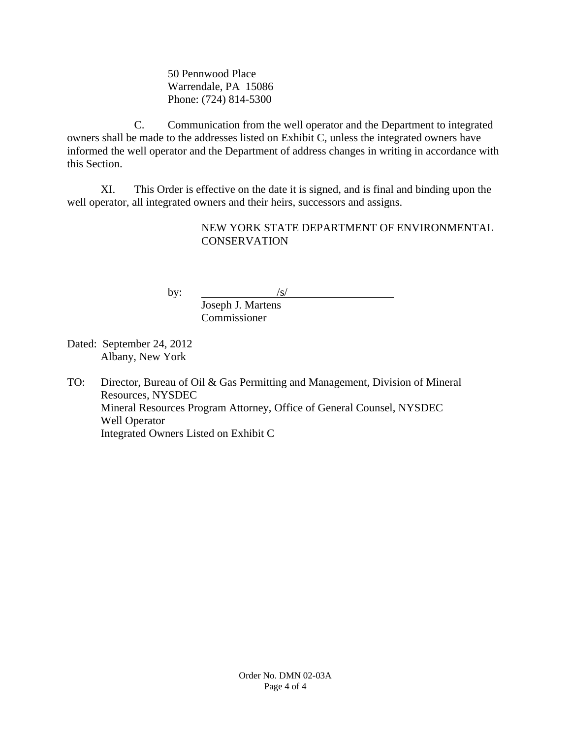50 Pennwood Place
Warrendale, PA 15086
Phone: (724) 814-5300

C. Communication from the well operator and the Department to integrated owners shall be made to the addresses listed on Exhibit C, unless the integrated owners have informed the well operator and the Department of address changes in writing in accordance with this Section.

XI. This Order is effective on the date it is signed, and is final and binding upon the well operator, all integrated owners and their heirs, successors and assigns.

NEW YORK STATE DEPARTMENT OF ENVIRONMENTAL CONSERVATION

by: /s/
Joseph J. Martens
Commissioner

Dated: September 24, 2012
Albany, New York

TO: Director, Bureau of Oil & Gas Permitting and Management, Division of Mineral Resources, NYSDEC
Mineral Resources Program Attorney, Office of General Counsel, NYSDEC
Well Operator
Integrated Owners Listed on Exhibit C

Order No. DMN 02-03A